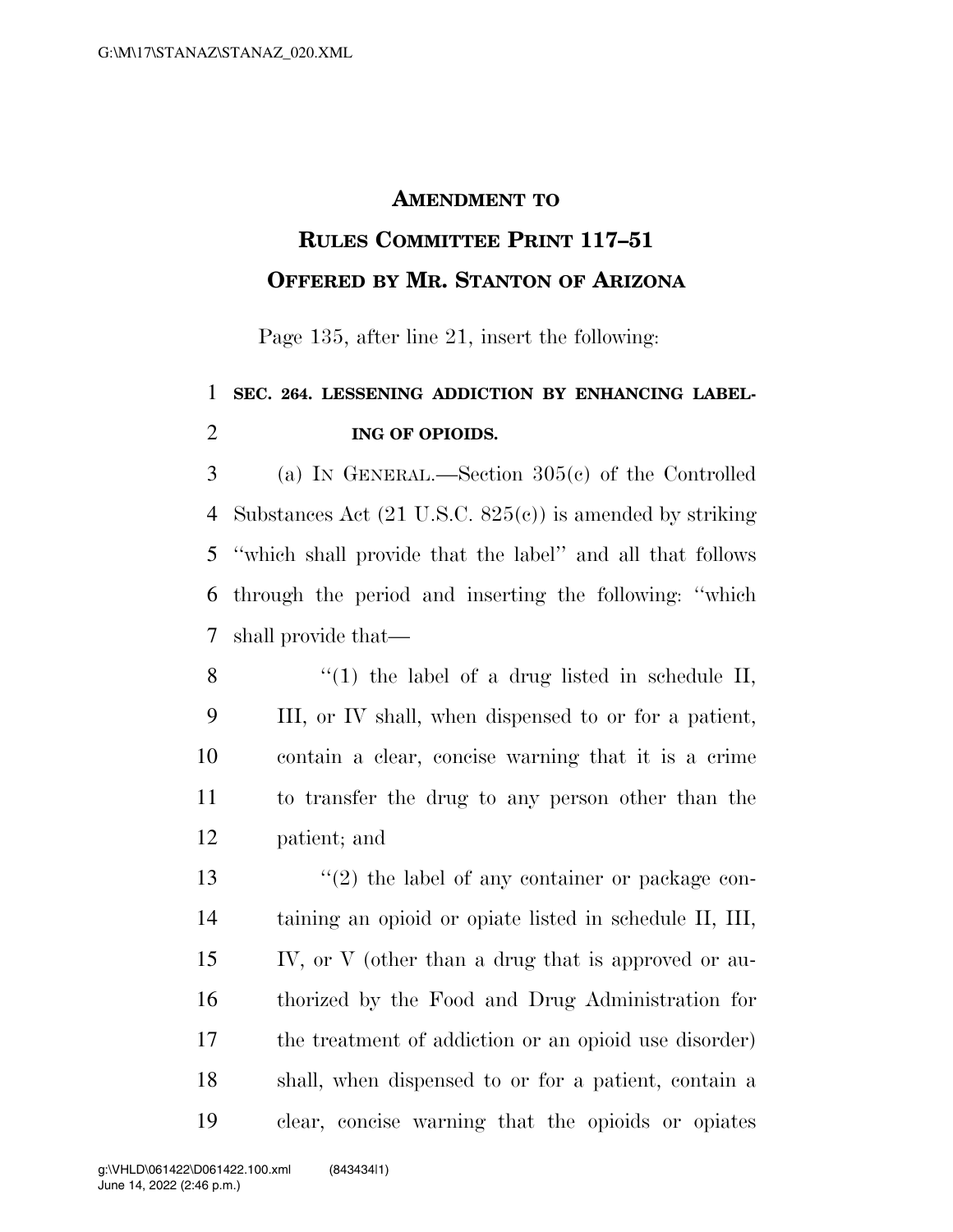# AMENDMENT TO
# RULES COMMITTEE PRINT 117–51
# OFFERED BY MR. STANTON OF ARIZONA

Page 135, after line 21, insert the following:

**SEC. 264. LESSENING ADDICTION BY ENHANCING LABELING OF OPIOIDS.**

(a) IN GENERAL.—Section 305(c) of the Controlled Substances Act (21 U.S.C. 825(c)) is amended by striking "which shall provide that the label" and all that follows through the period and inserting the following: "which shall provide that—

"(1) the label of a drug listed in schedule II, III, or IV shall, when dispensed to or for a patient, contain a clear, concise warning that it is a crime to transfer the drug to any person other than the patient; and

"(2) the label of any container or package containing an opioid or opiate listed in schedule II, III, IV, or V (other than a drug that is approved or authorized by the Food and Drug Administration for the treatment of addiction or an opioid use disorder) shall, when dispensed to or for a patient, contain a clear, concise warning that the opioids or opiates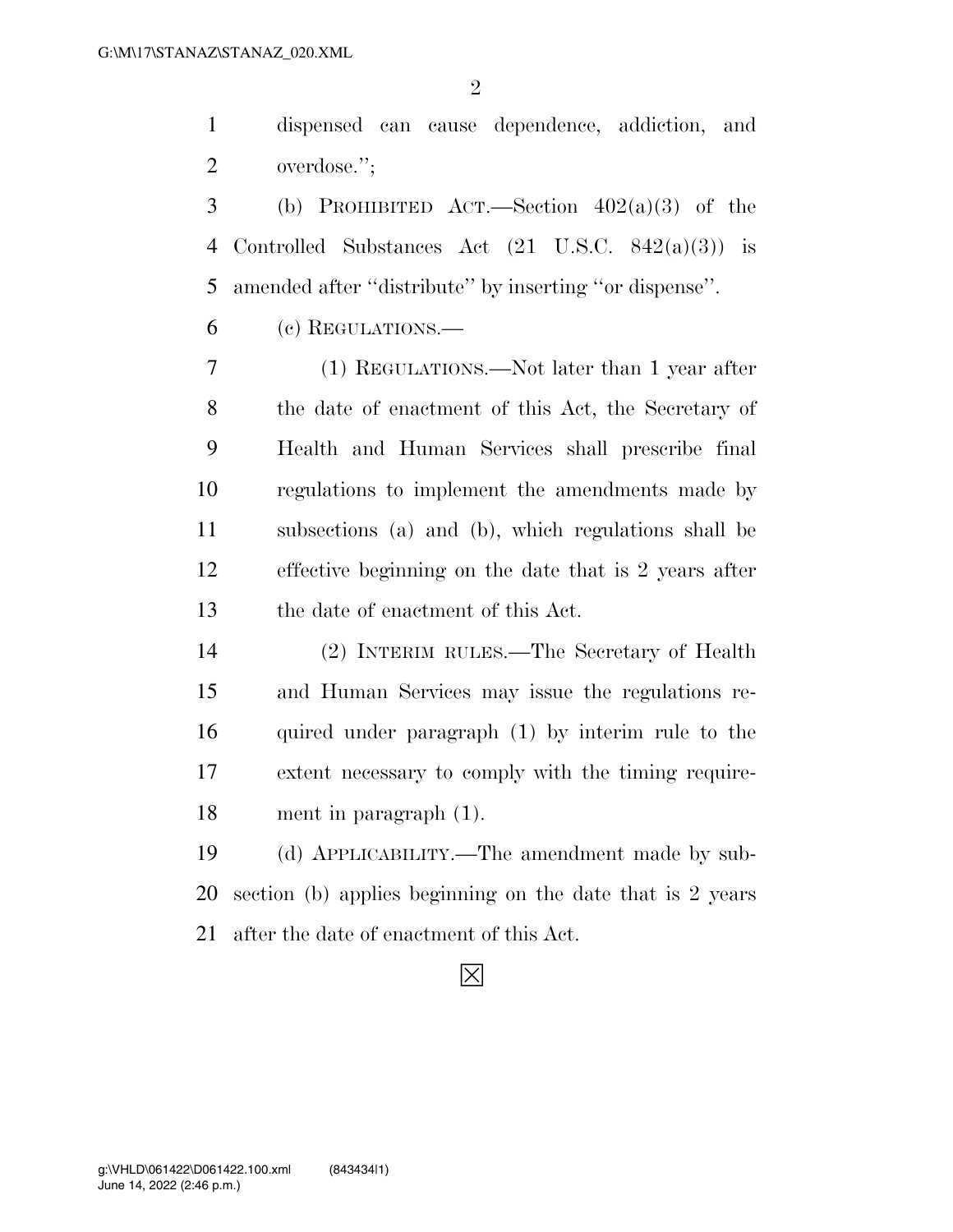dispensed can cause dependence, addiction, and overdose.'';

(b) PROHIBITED ACT.—Section 402(a)(3) of the Controlled Substances Act (21 U.S.C. 842(a)(3)) is amended after ''distribute'' by inserting ''or dispense''.

(c) REGULATIONS.—

(1) REGULATIONS.—Not later than 1 year after the date of enactment of this Act, the Secretary of Health and Human Services shall prescribe final regulations to implement the amendments made by subsections (a) and (b), which regulations shall be effective beginning on the date that is 2 years after the date of enactment of this Act.

(2) INTERIM RULES.—The Secretary of Health and Human Services may issue the regulations required under paragraph (1) by interim rule to the extent necessary to comply with the timing requirement in paragraph (1).

(d) APPLICABILITY.—The amendment made by subsection (b) applies beginning on the date that is 2 years after the date of enactment of this Act.